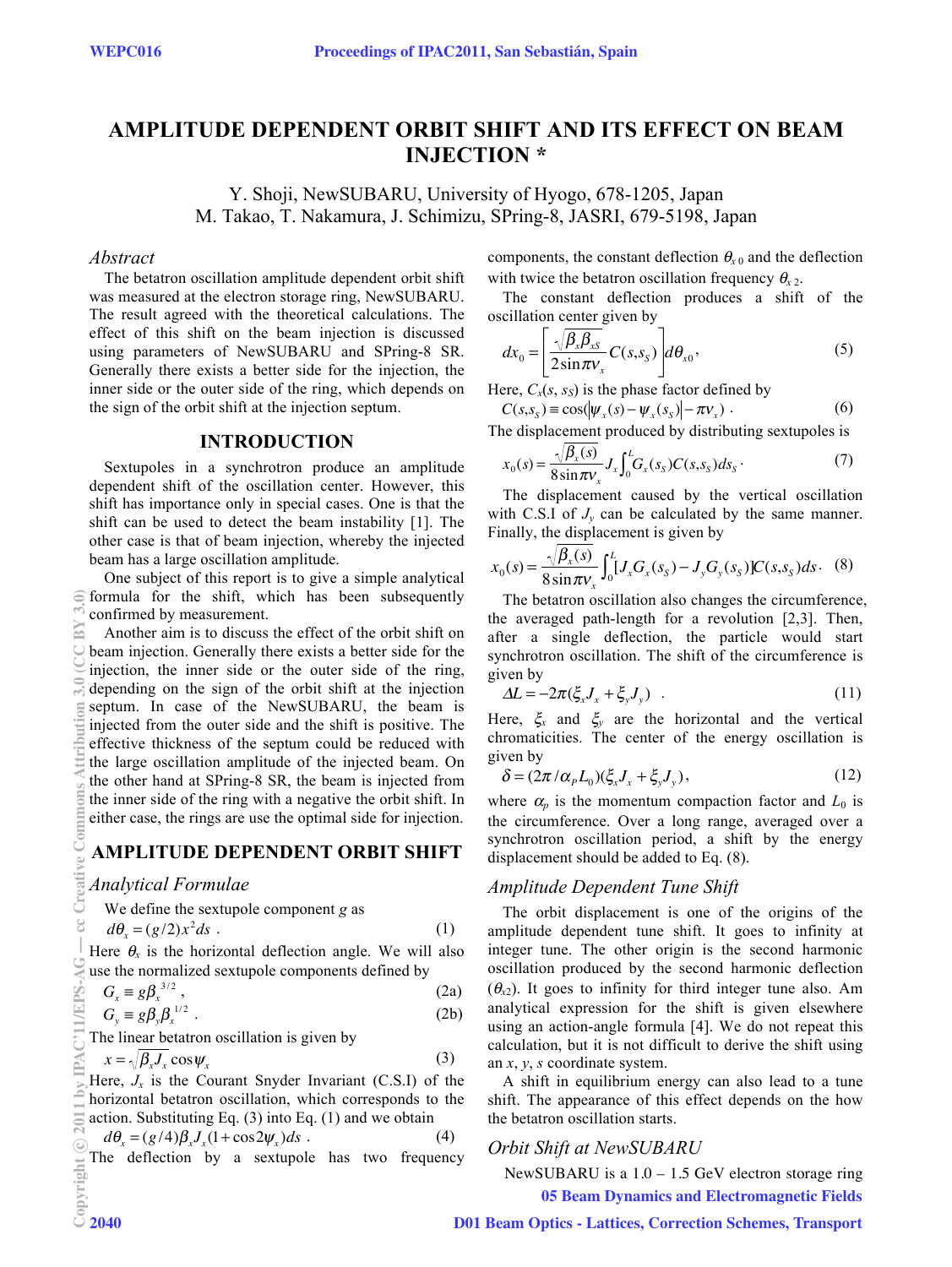# AMPLITUDE DEPENDENT ORBIT SHIFT AND ITS EFFECT ON BEAM INJECTION *

Y. Shoji, NewSUBARU, University of Hyogo, 678-1205, Japan
M. Takao, T. Nakamura, J. Schimizu, SPring-8, JASRI, 679-5198, Japan

## *Abstract*

The betatron oscillation amplitude dependent orbit shift was measured at the electron storage ring, NewSUBARU. The result agreed with the theoretical calculations. The effect of this shift on the beam injection is discussed using parameters of NewSUBARU and SPring-8 SR. Generally there exists a better side for the injection, the inner side or the outer side of the ring, which depends on the sign of the orbit shift at the injection septum.

## INTRODUCTION

Sextupoles in a synchrotron produce an amplitude dependent shift of the oscillation center. However, this shift has importance only in special cases. One is that the shift can be used to detect the beam instability [1]. The other case is that of beam injection, whereby the injected beam has a large oscillation amplitude.

One subject of this report is to give a simple analytical formula for the shift, which has been subsequently confirmed by measurement.

Another aim is to discuss the effect of the orbit shift on beam injection. Generally there exists a better side for the injection, the inner side or the outer side of the ring, depending on the sign of the orbit shift at the injection septum. In case of the NewSUBARU, the beam is injected from the outer side and the shift is positive. The effective thickness of the septum could be reduced with the large oscillation amplitude of the injected beam. On the other hand at SPring-8 SR, the beam is injected from the inner side of the ring with a negative the orbit shift. In either case, the rings are use the optimal side for injection.

## AMPLITUDE DEPENDENT ORBIT SHIFT

### *Analytical Formulae*

We define the sextupole component $g$ as

$$d\theta_x = (g/2)x^2 ds \ . \tag{1}$$

Here $\theta_x$ is the horizontal deflection angle. We will also use the normalized sextupole components defined by

$$G_x \equiv g\beta_x^{\ 3/2} \ , \tag{2a}$$

$$G_y \equiv g\beta_y\beta_x^{\ 1/2} \ . \tag{2b}$$

The linear betatron oscillation is given by

$$x = \sqrt{\beta_x J_x}\cos\psi_x \tag{3}$$

Here, $J_x$ is the Courant Snyder Invariant (C.S.I) of the horizontal betatron oscillation, which corresponds to the action. Substituting Eq. (3) into Eq. (1) and we obtain

$$d\theta_x = (g/4)\beta_x J_x (1+\cos 2\psi_x) ds \ . \tag{4}$$

The deflection by a sextupole has two frequency components, the constant deflection $\theta_{x0}$ and the deflection with twice the betatron oscillation frequency $\theta_{x2}$.

The constant deflection produces a shift of the oscillation center given by

$$dx_0 = \left[\frac{\sqrt{\beta_x \beta_{xS}}}{2\sin\pi\nu_x} C(s,s_S)\right] d\theta_{x0} , \tag{5}$$

Here, $C_x(s, s_S)$ is the phase factor defined by

$$C(s,s_S) \equiv \cos(|\psi_x(s) - \psi_x(s_S)| - \pi\nu_x) \ . \tag{6}$$

The displacement produced by distributing sextupoles is

$$x_0(s) = \frac{\sqrt{\beta_x(s)}}{8\sin\pi\nu_x} J_x \int_0^L G_x(s_S) C(s,s_S) ds_S \cdot \tag{7}$$

The displacement caused by the vertical oscillation with C.S.I of $J_y$ can be calculated by the same manner. Finally, the displacement is given by

$$x_0(s) = \frac{\sqrt{\beta_x(s)}}{8\sin\pi\nu_x} \int_0^L [J_x G_x(s_S) - J_y G_y(s_S)] C(s,s_S) ds \cdot \tag{8}$$

The betatron oscillation also changes the circumference, the averaged path-length for a revolution [2,3]. Then, after a single deflection, the particle would start synchrotron oscillation. The shift of the circumference is given by

$$\Delta L = -2\pi(\xi_x J_x + \xi_y J_y) \ . \tag{11}$$

Here, $\xi_x$ and $\xi_y$ are the horizontal and the vertical chromaticities. The center of the energy oscillation is given by

$$\delta = (2\pi/\alpha_P L_0)(\xi_x J_x + \xi_y J_y) , \tag{12}$$

where $\alpha_p$ is the momentum compaction factor and $L_0$ is the circumference. Over a long range, averaged over a synchrotron oscillation period, a shift by the energy displacement should be added to Eq. (8).

### *Amplitude Dependent Tune Shift*

The orbit displacement is one of the origins of the amplitude dependent tune shift. It goes to infinity at integer tune. The other origin is the second harmonic oscillation produced by the second harmonic deflection ($\theta_{x2}$). It goes to infinity for third integer tune also. Am analytical expression for the shift is given elsewhere using an action-angle formula [4]. We do not repeat this calculation, but it is not difficult to derive the shift using an $x$, $y$, $s$ coordinate system.

A shift in equilibrium energy can also lead to a tune shift. The appearance of this effect depends on the how the betatron oscillation starts.

### *Orbit Shift at NewSUBARU*

NewSUBARU is a 1.0 – 1.5 GeV electron storage ring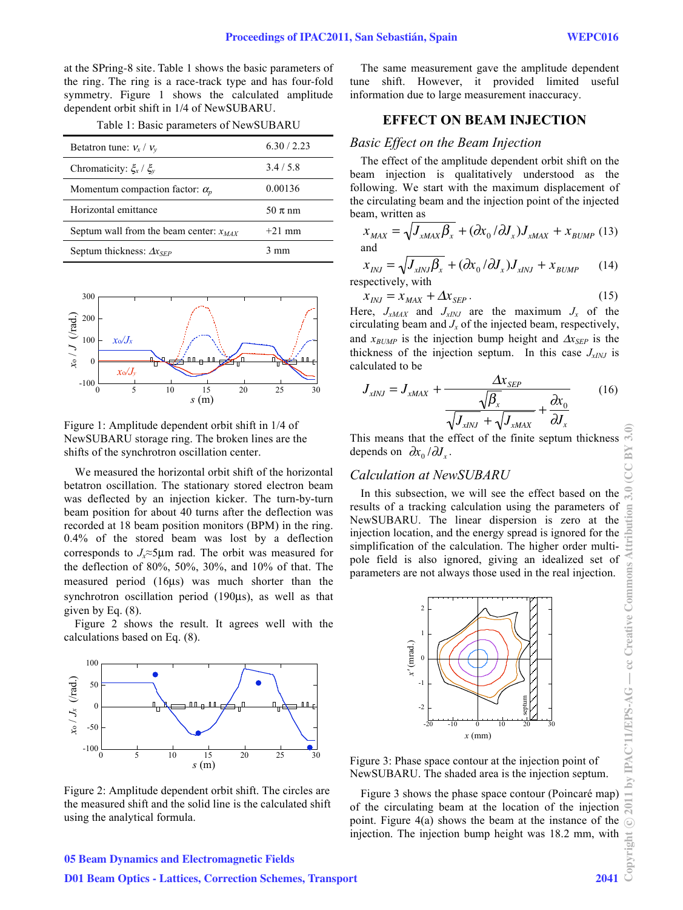at the SPring-8 site. Table 1 shows the basic parameters of the ring. The ring is a race-track type and has four-fold symmetry. Figure 1 shows the calculated amplitude dependent orbit shift in 1/4 of NewSUBARU.

Table 1: Basic parameters of NewSUBARU

| | |
|---|---|
| Betatron tune: $\nu_x$ / $\nu_y$ | 6.30 / 2.23 |
| Chromaticity: $\xi_x$ / $\xi_y$ | 3.4 / 5.8 |
| Momentum compaction factor: $\alpha_p$ | 0.00136 |
| Horizontal emittance | 50 π nm |
| Septum wall from the beam center: $x_{MAX}$ | +21 mm |
| Septum thickness: $\Delta x_{SEP}$ | 3 mm |

Figure 1: Amplitude dependent orbit shift in 1/4 of NewSUBARU storage ring. The broken lines are the shifts of the synchrotron oscillation center.

We measured the horizontal orbit shift of the horizontal betatron oscillation. The stationary stored electron beam was deflected by an injection kicker. The turn-by-turn beam position for about 40 turns after the deflection was recorded at 18 beam position monitors (BPM) in the ring. 0.4% of the stored beam was lost by a deflection corresponds to $J_x$≈5μm rad. The orbit was measured for the deflection of 80%, 50%, 30%, and 10% of that. The measured period (16μs) was much shorter than the synchrotron oscillation period (190μs), as well as that given by Eq. (8).

Figure 2 shows the result. It agrees well with the calculations based on Eq. (8).

Figure 2: Amplitude dependent orbit shift. The circles are the measured shift and the solid line is the calculated shift using the analytical formula.

The same measurement gave the amplitude dependent tune shift. However, it provided limited useful information due to large measurement inaccuracy.

## EFFECT ON BEAM INJECTION

### Basic Effect on the Beam Injection

The effect of the amplitude dependent orbit shift on the beam injection is qualitatively understood as the following. We start with the maximum displacement of the circulating beam and the injection point of the injected beam, written as

$$x_{MAX} = \sqrt{J_{xMAX}\beta_x} + (\partial x_0/\partial J_x)J_{xMAX} + x_{BUMP} \quad (13)$$

and

$$x_{INJ} = \sqrt{J_{xINJ}\beta_x} + (\partial x_0/\partial J_x)J_{xINJ} + x_{BUMP} \quad (14)$$

respectively, with

$$x_{INJ} = x_{MAX} + \Delta x_{SEP}\,. \quad (15)$$

Here, $J_{xMAX}$ and $J_{xINJ}$ are the maximum $J_x$ of the circulating beam and $J_x$ of the injected beam, respectively, and $x_{BUMP}$ is the injection bump height and $\Delta x_{SEP}$ is the thickness of the injection septum. In this case $J_{xINJ}$ is calculated to be

$$J_{xINJ} = J_{xMAX} + \frac{\Delta x_{SEP}}{\dfrac{\sqrt{\beta_x}}{\sqrt{J_{xINJ}} + \sqrt{J_{xMAX}}} + \dfrac{\partial x_0}{\partial J_x}} \quad (16)$$

This means that the effect of the finite septum thickness depends on $\partial x_0/\partial J_x$.

### Calculation at NewSUBARU

In this subsection, we will see the effect based on the results of a tracking calculation using the parameters of NewSUBARU. The linear dispersion is zero at the injection location, and the energy spread is ignored for the simplification of the calculation. The higher order multi-pole field is also ignored, giving an idealized set of parameters are not always those used in the real injection.

Figure 3: Phase space contour at the injection point of NewSUBARU. The shaded area is the injection septum.

Figure 3 shows the phase space contour (Poincaré map) of the circulating beam at the location of the injection point. Figure 4(a) shows the beam at the instance of the injection. The injection bump height was 18.2 mm, with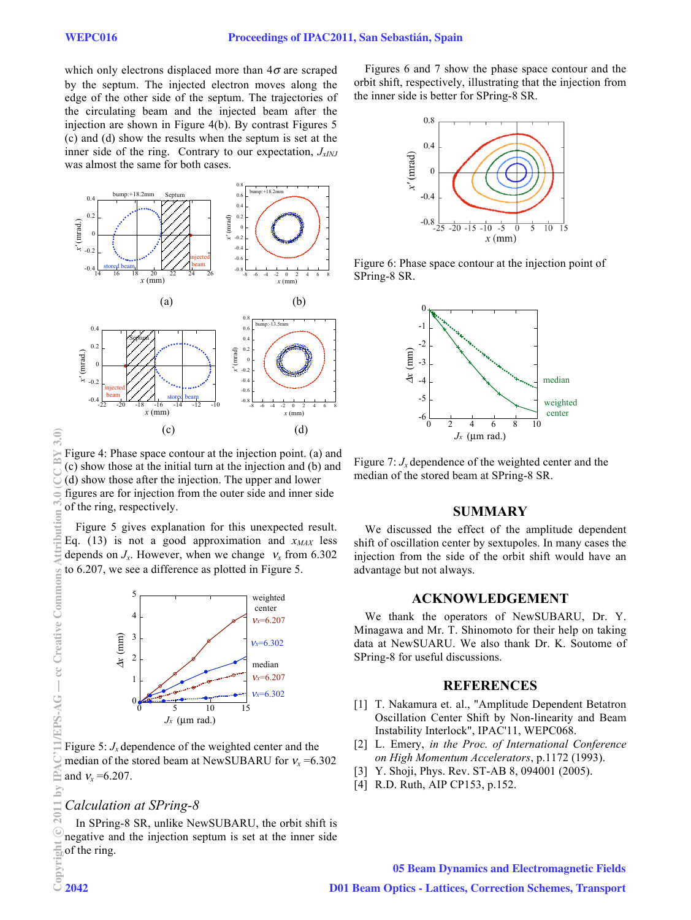which only electrons displaced more than 4$\sigma$ are scraped by the septum. The injected electron moves along the edge of the other side of the septum. The trajectories of the circulating beam and the injected beam after the injection are shown in Figure 4(b). By contrast Figures 5 (c) and (d) show the results when the septum is set at the inner side of the ring. Contrary to our expectation, $J_{xINJ}$ was almost the same for both cases.

bump:+18.2mm
Septum
stored beam
injected beam
$x'$ (mrad.)
$x$ (mm)
(a)

bump:+18.2mm
$x'$ (mrad)
$x$ (mm)
(b)

Septum
injected beam
stored beam
$x'$ (mrad.)
$x$ (mm)
(c)

bump:-13.5mm
$x'$ (mrad)
$x$ (mm)
(d)

Figure 4: Phase space contour at the injection point. (a) and (c) show those at the initial turn at the injection and (b) and (d) show those after the injection. The upper and lower figures are for injection from the outer side and inner side of the ring, respectively.

Figure 5 gives explanation for this unexpected result. Eq. (13) is not a good approximation and $x_{MAX}$ less depends on $J_x$. However, when we change $\nu_x$ from 6.302 to 6.207, we see a difference as plotted in Figure 5.

weighted center
$\nu_x$=6.207
$\nu_x$=6.302
median
$\nu_x$=6.207
$\nu_x$=6.302
$\Delta x$ (mm)
$J_x$ ($\mu$m rad.)

Figure 5: $J_x$ dependence of the weighted center and the median of the stored beam at NewSUBARU for $\nu_x$ =6.302 and $\nu_x$ =6.207.

### *Calculation at SPring-8*

In SPring-8 SR, unlike NewSUBARU, the orbit shift is negative and the injection septum is set at the inner side of the ring.

Figures 6 and 7 show the phase space contour and the orbit shift, respectively, illustrating that the injection from the inner side is better for SPring-8 SR.

$x'$ (mrad)
$x$ (mm)

Figure 6: Phase space contour at the injection point of SPring-8 SR.

median
weighted center
$\Delta x$ (mm)
$J_x$ ($\mu$m rad.)

Figure 7: $J_x$ dependence of the weighted center and the median of the stored beam at SPring-8 SR.

## SUMMARY

We discussed the effect of the amplitude dependent shift of oscillation center by sextupoles. In many cases the injection from the side of the orbit shift would have an advantage but not always.

## ACKNOWLEDGEMENT

We thank the operators of NewSUBARU, Dr. Y. Minagawa and Mr. T. Shinomoto for their help on taking data at NewSUARU. We also thank Dr. K. Soutome of SPring-8 for useful discussions.

## REFERENCES

[1] T. Nakamura et. al., "Amplitude Dependent Betatron Oscillation Center Shift by Non-linearity and Beam Instability Interlock", IPAC'11, WEPC068.

[2] L. Emery, *in the Proc. of International Conference on High Momentum Accelerators*, p.1172 (1993).

[3] Y. Shoji, Phys. Rev. ST-AB 8, 094001 (2005).

[4] R.D. Ruth, AIP CP153, p.152.